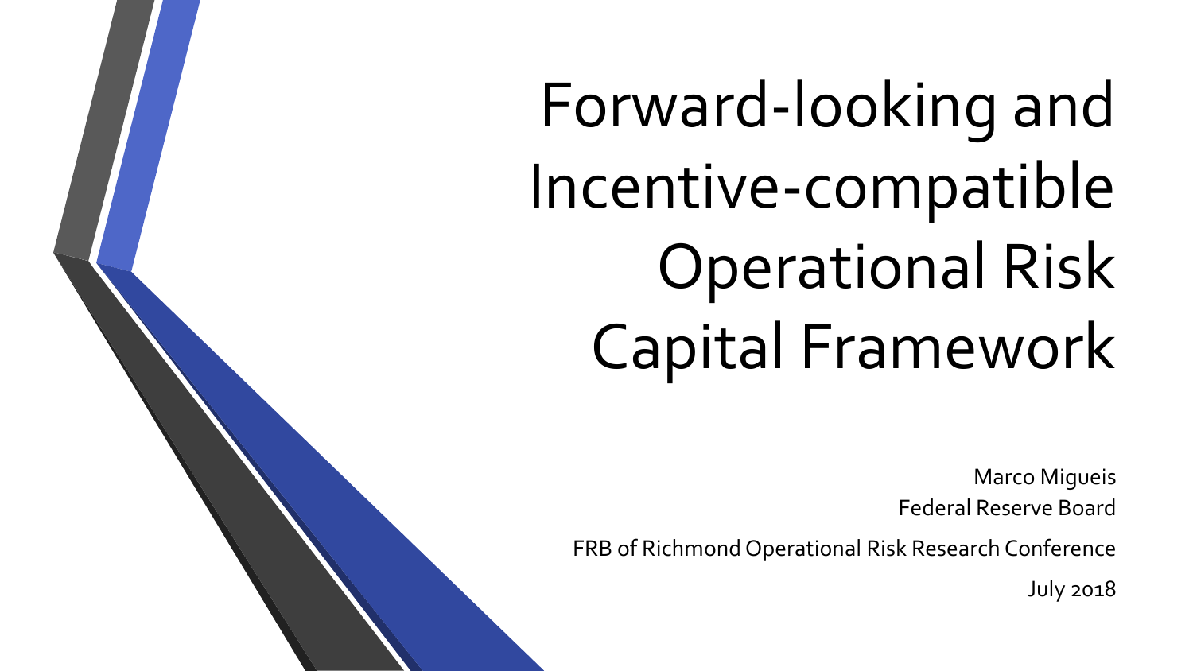# Forward-looking and Incentive-compatible Operational Risk Capital Framework

Marco Migueis

Federal Reserve Board

FRB of Richmond Operational Risk Research Conference

July 2018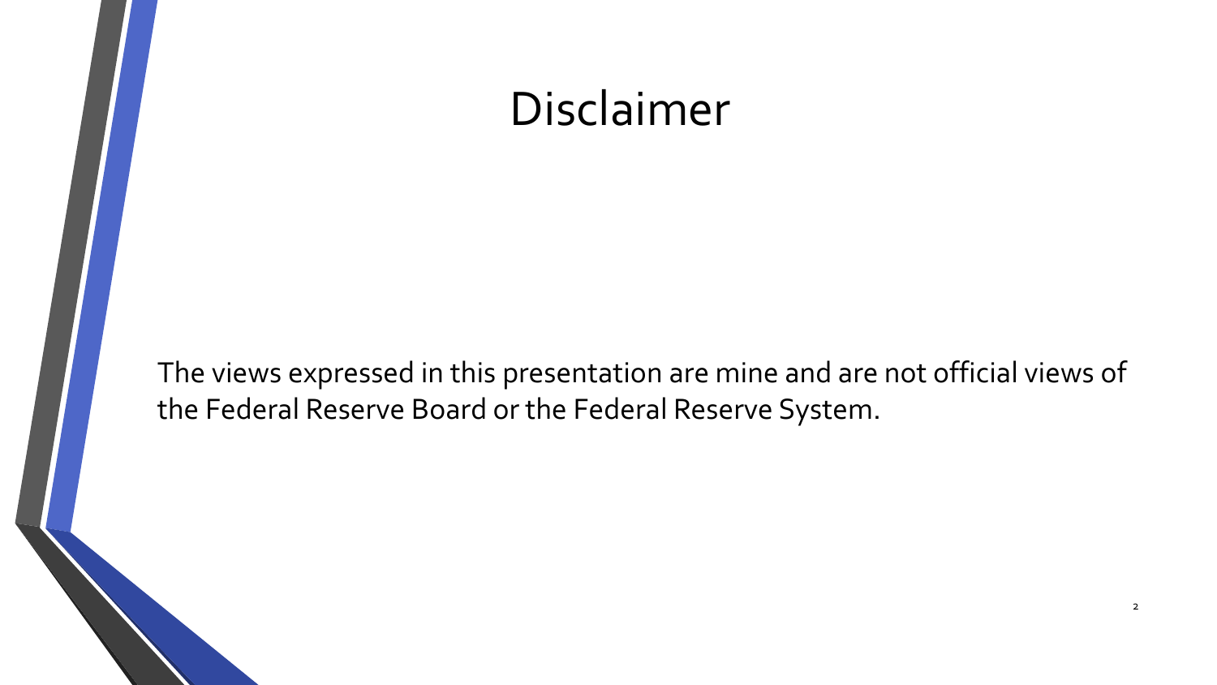# Disclaimer

The views expressed in this presentation are mine and are not official views of the Federal Reserve Board or the Federal Reserve System.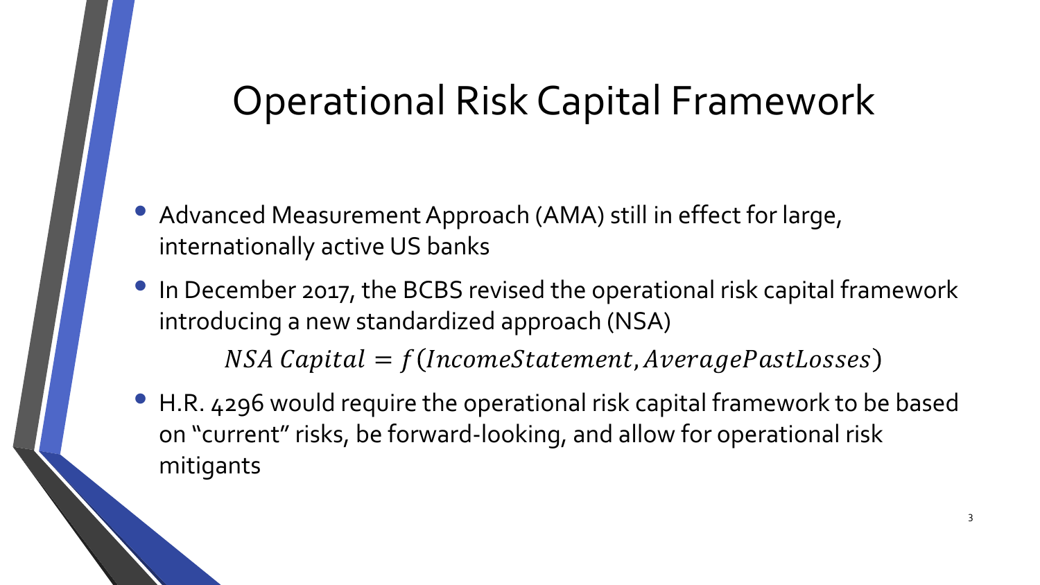# Operational Risk Capital Framework

- Advanced Measurement Approach (AMA) still in effect for large, internationally active US banks
- In December 2017, the BCBS revised the operational risk capital framework introducing a new standardized approach (NSA)

$$NSA\ Capital = f(IncomeStatement, AveragePastLosses)$$

- H.R. 4296 would require the operational risk capital framework to be based on "current" risks, be forward-looking, and allow for operational risk mitigants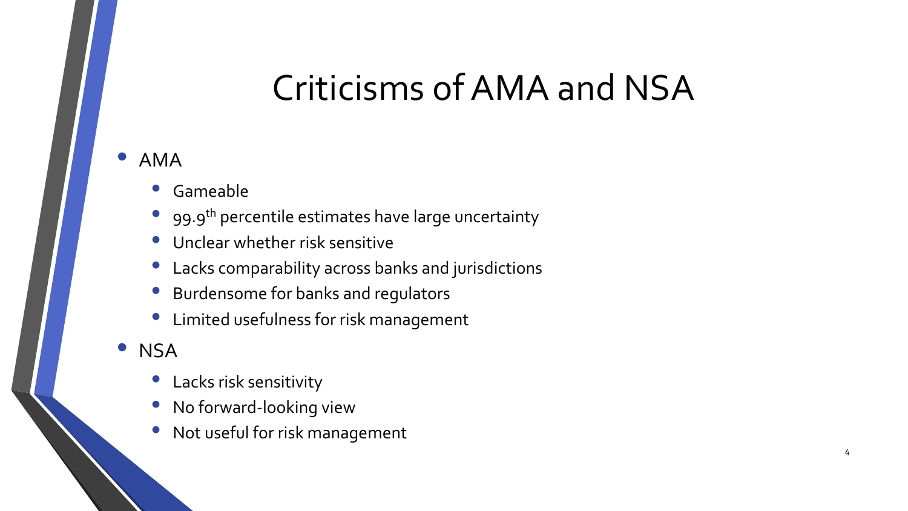# Criticisms of AMA and NSA

- AMA
  - Gameable
  - 99.9$^{th}$ percentile estimates have large uncertainty
  - Unclear whether risk sensitive
  - Lacks comparability across banks and jurisdictions
  - Burdensome for banks and regulators
  - Limited usefulness for risk management
- NSA
  - Lacks risk sensitivity
  - No forward-looking view
  - Not useful for risk management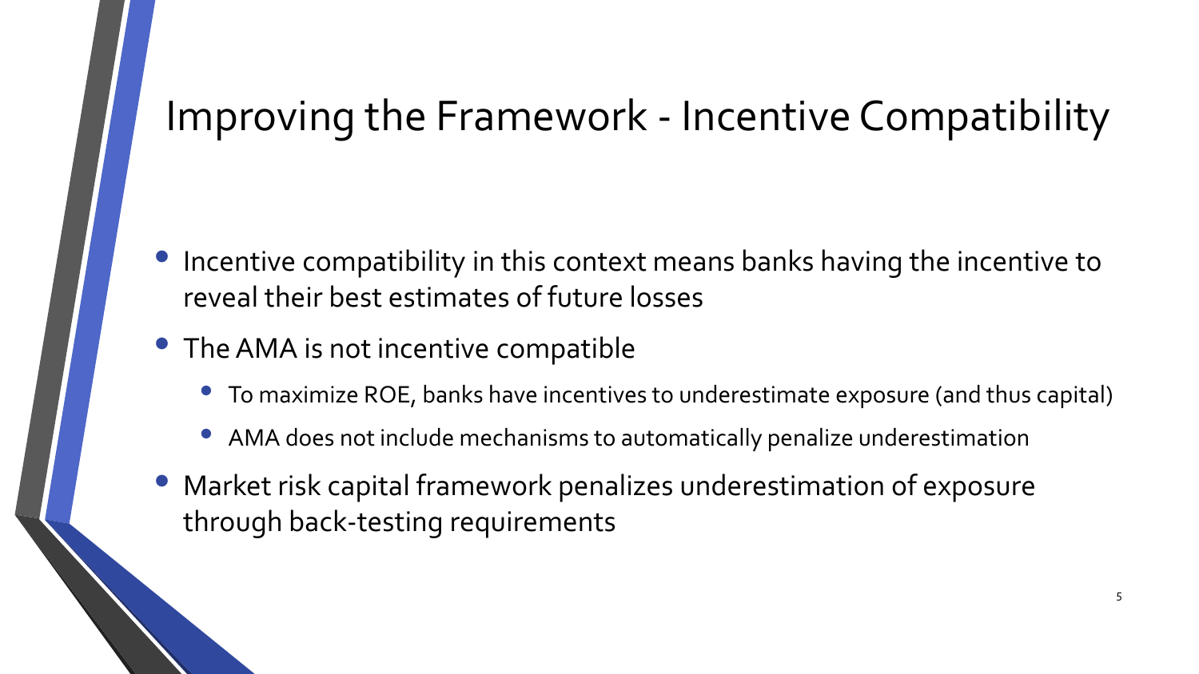# Improving the Framework - Incentive Compatibility

- Incentive compatibility in this context means banks having the incentive to reveal their best estimates of future losses
- The AMA is not incentive compatible
  - To maximize ROE, banks have incentives to underestimate exposure (and thus capital)
  - AMA does not include mechanisms to automatically penalize underestimation
- Market risk capital framework penalizes underestimation of exposure through back-testing requirements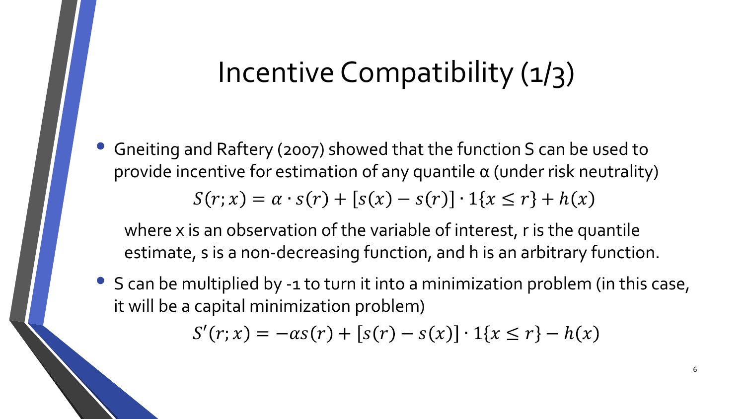# Incentive Compatibility (1/3)

- Gneiting and Raftery (2007) showed that the function S can be used to provide incentive for estimation of any quantile α (under risk neutrality)

$$S(r; x) = \alpha \cdot s(r) + [s(x) - s(r)] \cdot 1\{x \leq r\} + h(x)$$

where x is an observation of the variable of interest, r is the quantile estimate, s is a non-decreasing function, and h is an arbitrary function.

- S can be multiplied by -1 to turn it into a minimization problem (in this case, it will be a capital minimization problem)

$$S'(r; x) = -\alpha s(r) + [s(r) - s(x)] \cdot 1\{x \leq r\} - h(x)$$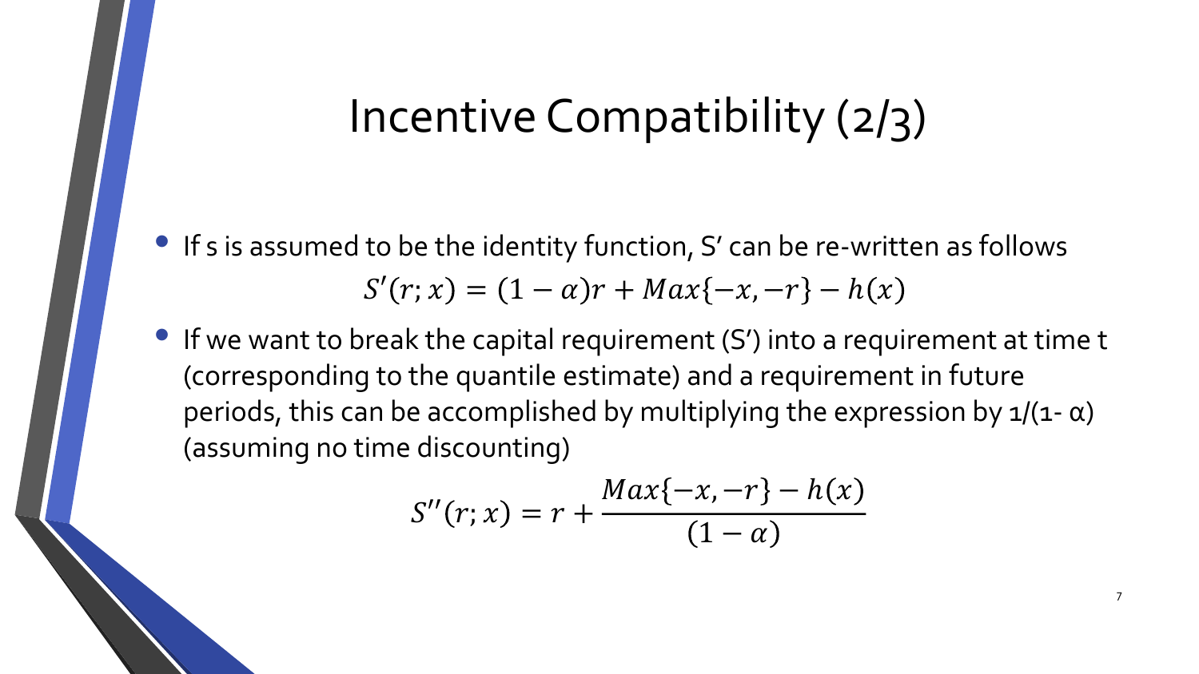# Incentive Compatibility (2/3)

- If s is assumed to be the identity function, S′ can be re-written as follows

$$S'(r; x) = (1 - \alpha)r + Max\{-x, -r\} - h(x)$$

- If we want to break the capital requirement (S′) into a requirement at time t (corresponding to the quantile estimate) and a requirement in future periods, this can be accomplished by multiplying the expression by $1/(1-\alpha)$ (assuming no time discounting)

$$S''(r; x) = r + \frac{Max\{-x, -r\} - h(x)}{(1 - \alpha)}$$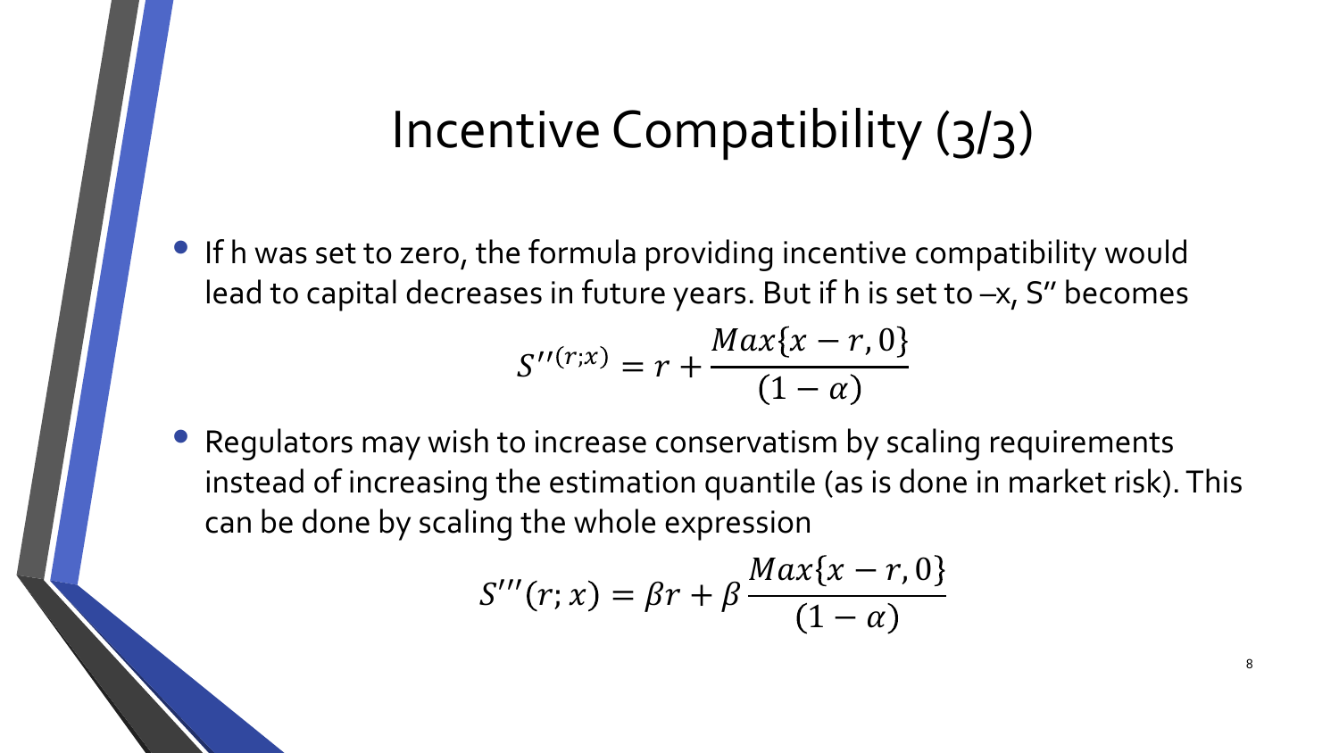# Incentive Compatibility (3/3)

- If h was set to zero, the formula providing incentive compatibility would lead to capital decreases in future years. But if h is set to –x, S'' becomes

$$S''(r;x) = r + \frac{Max\{x - r, 0\}}{(1-\alpha)}$$

- Regulators may wish to increase conservatism by scaling requirements instead of increasing the estimation quantile (as is done in market risk). This can be done by scaling the whole expression

$$S'''(r;x) = \beta r + \beta \frac{Max\{x - r, 0\}}{(1-\alpha)}$$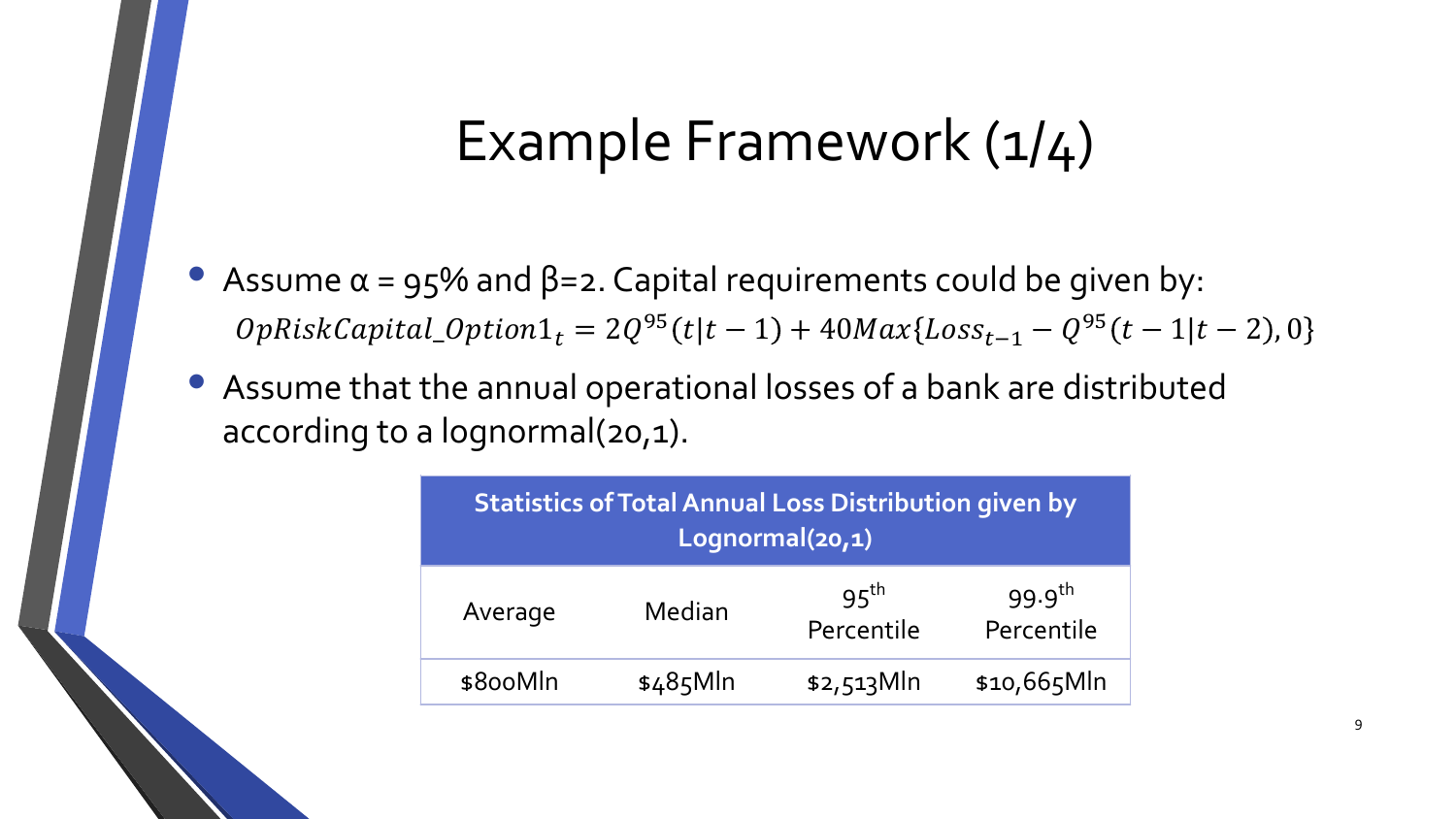# Example Framework (1/4)

- Assume α = 95% and β=2. Capital requirements could be given by:

$$OpRiskCapital\_Option1_t = 2Q^{95}(t|t-1) + 40Max\{Loss_{t-1} - Q^{95}(t-1|t-2), 0\}$$

- Assume that the annual operational losses of a bank are distributed according to a lognormal(20,1).

| **Statistics of Total Annual Loss Distribution given by Lognormal(20,1)** | | | |
|---|---|---|---|
| Average | Median | 95th Percentile | 99.9th Percentile |
| \$800Mln | \$485Mln | \$2,513Mln | \$10,665Mln |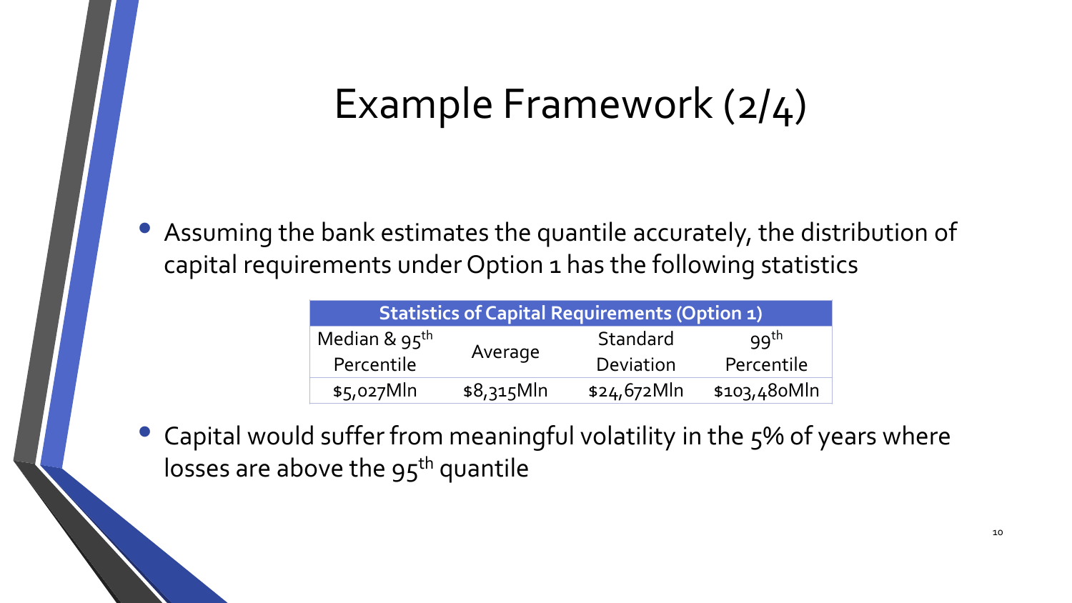# Example Framework (2/4)

- Assuming the bank estimates the quantile accurately, the distribution of capital requirements under Option 1 has the following statistics

| Statistics of Capital Requirements (Option 1) | | | |
|---|---|---|---|
| Median & 95th Percentile | Average | Standard Deviation | 99th Percentile |
| \$5,027Mln | \$8,315Mln | \$24,672Mln | \$103,480Mln |

- Capital would suffer from meaningful volatility in the 5% of years where losses are above the 95th quantile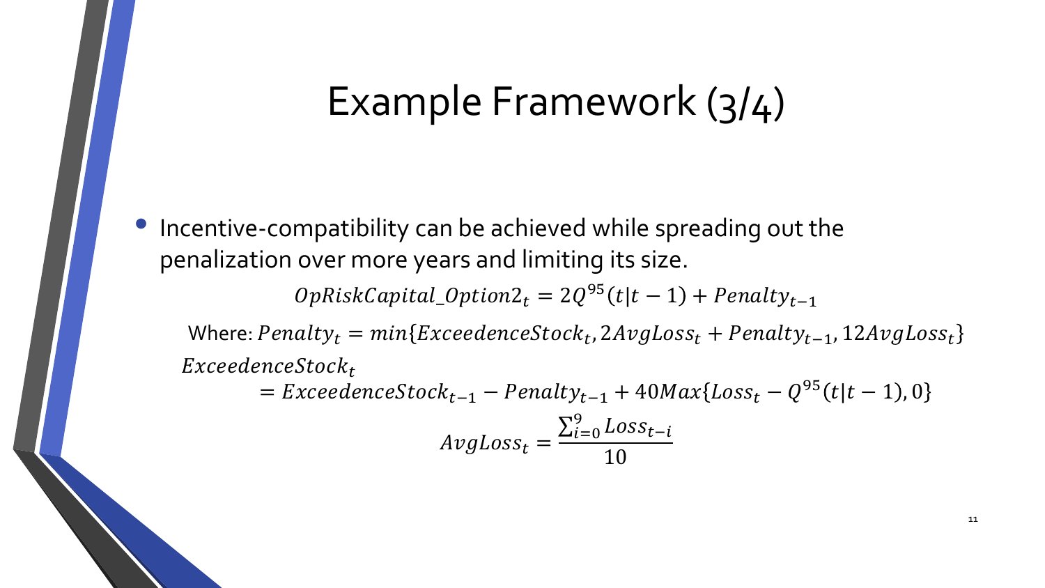# Example Framework (3/4)

- Incentive-compatibility can be achieved while spreading out the penalization over more years and limiting its size.

$$OpRiskCapital\_Option2_t = 2Q^{95}(t|t-1) + Penalty_{t-1}$$

Where: $Penalty_t = min\{ExceedenceStock_t, 2AvgLoss_t + Penalty_{t-1}, 12AvgLoss_t\}$

$$ExceedenceStock_t = ExceedenceStock_{t-1} - Penalty_{t-1} + 40Max\{Loss_t - Q^{95}(t|t-1), 0\}$$

$$AvgLoss_t = \frac{\sum_{i=0}^{9} Loss_{t-i}}{10}$$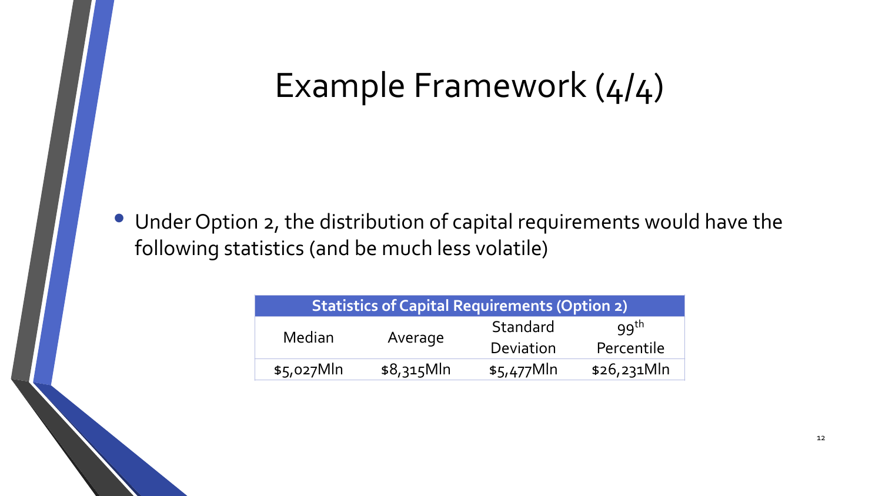# Example Framework (4/4)

- Under Option 2, the distribution of capital requirements would have the following statistics (and be much less volatile)

| Statistics of Capital Requirements (Option 2) | | | |
|---|---|---|---|
| Median | Average | Standard Deviation | 99th Percentile |
| \$5,027Mln | \$8,315Mln | \$5,477Mln | \$26,231Mln |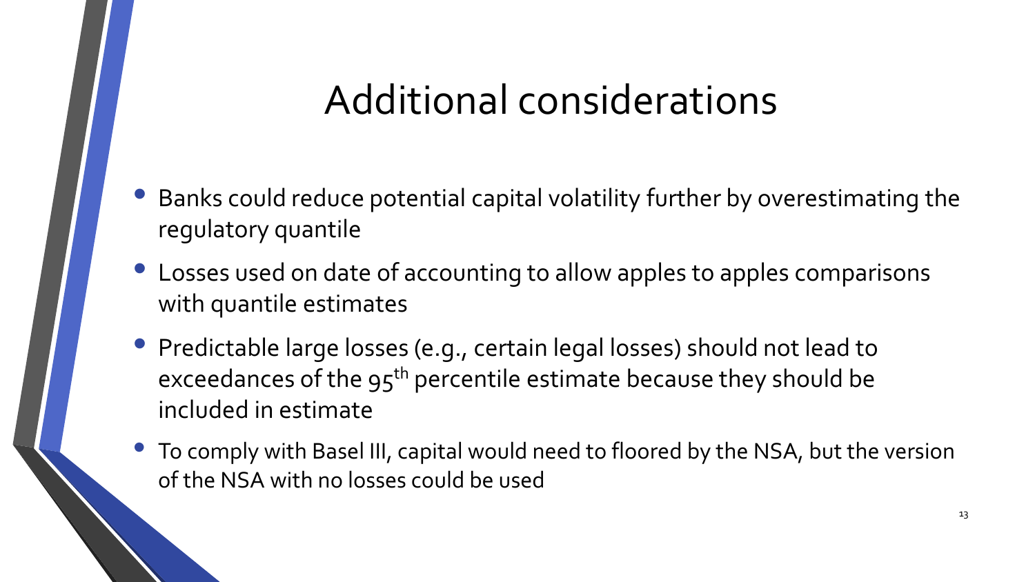# Additional considerations

- Banks could reduce potential capital volatility further by overestimating the regulatory quantile
- Losses used on date of accounting to allow apples to apples comparisons with quantile estimates
- Predictable large losses (e.g., certain legal losses) should not lead to exceedances of the 95$^{th}$ percentile estimate because they should be included in estimate
- To comply with Basel III, capital would need to floored by the NSA, but the version of the NSA with no losses could be used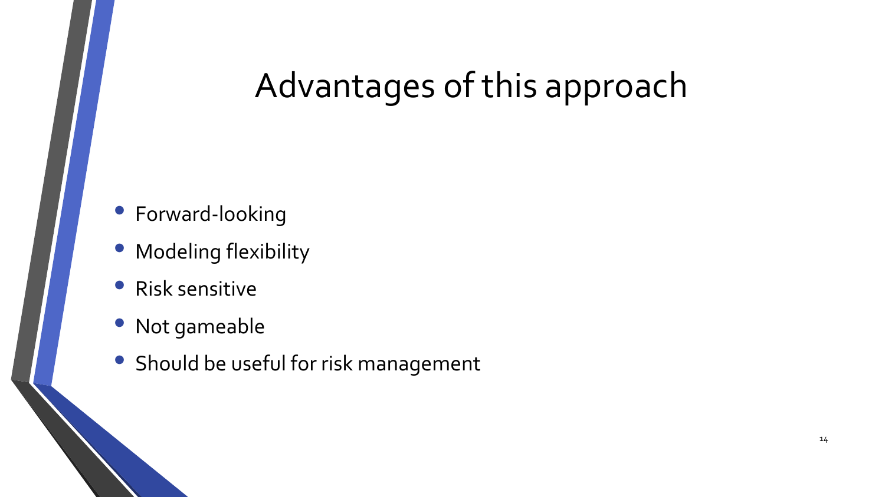# Advantages of this approach

- Forward-looking
- Modeling flexibility
- Risk sensitive
- Not gameable
- Should be useful for risk management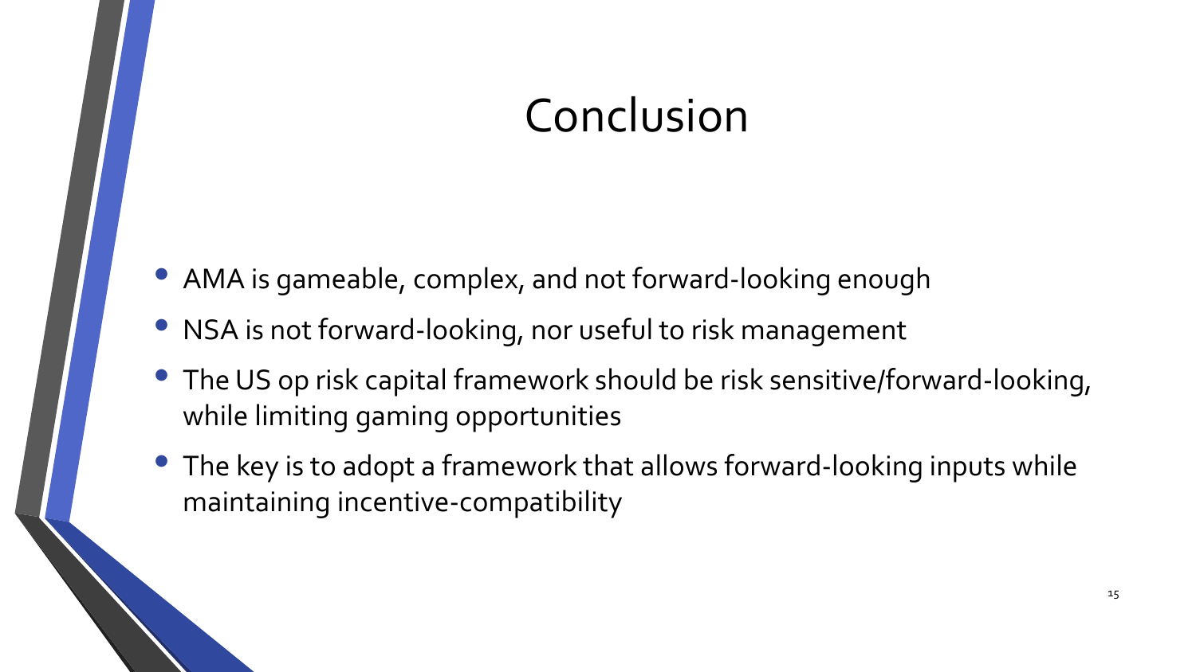# Conclusion

- AMA is gameable, complex, and not forward-looking enough
- NSA is not forward-looking, nor useful to risk management
- The US op risk capital framework should be risk sensitive/forward-looking, while limiting gaming opportunities
- The key is to adopt a framework that allows forward-looking inputs while maintaining incentive-compatibility